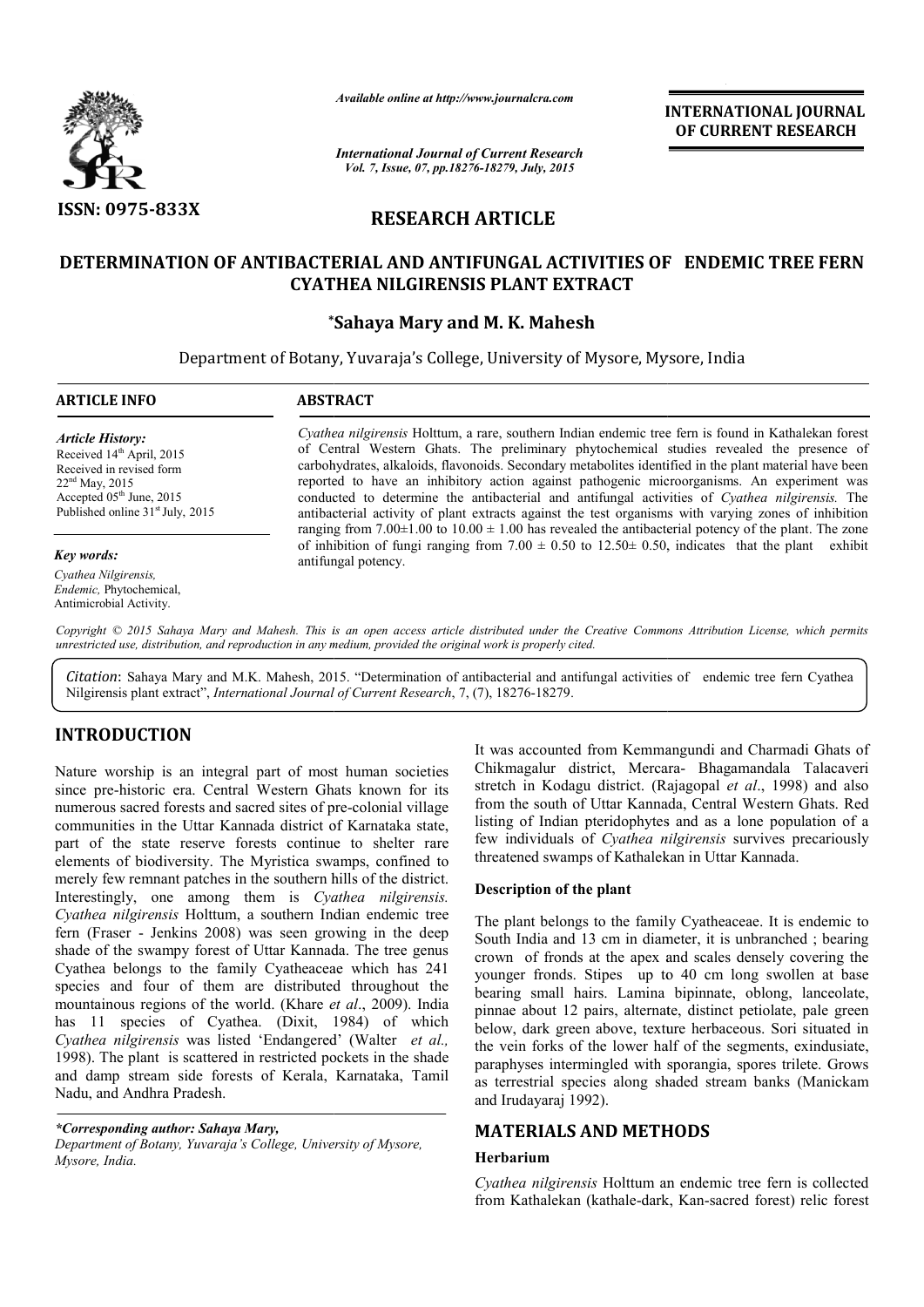*Available online at http://www.journalcra.com*

*International Journal of Current Research*
*Vol. 7, Issue, 07, pp.18276-18279, July, 2015*

**INTERNATIONAL JOURNAL OF CURRENT RESEARCH**

**ISSN: 0975-833X**

## RESEARCH ARTICLE

# DETERMINATION OF ANTIBACTERIAL AND ANTIFUNGAL ACTIVITIES OF ENDEMIC TREE FERN CYATHEA NILGIRENSIS PLANT EXTRACT

**\*Sahaya Mary and M. K. Mahesh**

Department of Botany, Yuvaraja's College, University of Mysore, Mysore, India

**ARTICLE INFO**

*Article History:*
Received 14th April, 2015
Received in revised form 22nd May, 2015
Accepted 05th June, 2015
Published online 31st July, 2015

*Key words:*
*Cyathea Nilgirensis,*
*Endemic,* Phytochemical,
Antimicrobial Activity.

**ABSTRACT**

*Cyathea nilgirensis* Holttum, a rare, southern Indian endemic tree fern is found in Kathalekan forest of Central Western Ghats. The preliminary phytochemical studies revealed the presence of carbohydrates, alkaloids, flavonoids. Secondary metabolites identified in the plant material have been reported to have an inhibitory action against pathogenic microorganisms. An experiment was conducted to determine the antibacterial and antifungal activities of *Cyathea nilgirensis.* The antibacterial activity of plant extracts against the test organisms with varying zones of inhibition ranging from 7.00±1.00 to 10.00 ± 1.00 has revealed the antibacterial potency of the plant. The zone of inhibition of fungi ranging from 7.00 ± 0.50 to 12.50± 0.50, indicates that the plant exhibit antifungal potency.

*Copyright © 2015 Sahaya Mary and Mahesh. This is an open access article distributed under the Creative Commons Attribution License, which permits unrestricted use, distribution, and reproduction in any medium, provided the original work is properly cited.*

*Citation*: Sahaya Mary and M.K. Mahesh, 2015. "Determination of antibacterial and antifungal activities of endemic tree fern Cyathea Nilgirensis plant extract", *International Journal of Current Research*, 7, (7), 18276-18279.

## INTRODUCTION

Nature worship is an integral part of most human societies since pre-historic era. Central Western Ghats known for its numerous sacred forests and sacred sites of pre-colonial village communities in the Uttar Kannada district of Karnataka state, part of the state reserve forests continue to shelter rare elements of biodiversity. The Myristica swamps, confined to merely few remnant patches in the southern hills of the district. Interestingly, one among them is *Cyathea nilgirensis. Cyathea nilgirensis* Holttum, a southern Indian endemic tree fern (Fraser - Jenkins 2008) was seen growing in the deep shade of the swampy forest of Uttar Kannada. The tree genus Cyathea belongs to the family Cyatheaceae which has 241 species and four of them are distributed throughout the mountainous regions of the world. (Khare *et al*., 2009). India has 11 species of Cyathea. (Dixit, 1984) of which *Cyathea nilgirensis* was listed 'Endangered' (Walter *et al.,* 1998). The plant is scattered in restricted pockets in the shade and damp stream side forests of Kerala, Karnataka, Tamil Nadu, and Andhra Pradesh.

It was accounted from Kemmangundi and Charmadi Ghats of Chikmagalur district, Mercara- Bhagamandala Talacaveri stretch in Kodagu district. (Rajagopal *et al*., 1998) and also from the south of Uttar Kannada, Central Western Ghats. Red listing of Indian pteridophytes and as a lone population of a few individuals of *Cyathea nilgirensis* survives precariously threatened swamps of Kathalekan in Uttar Kannada.

### Description of the plant

The plant belongs to the family Cyatheaceae. It is endemic to South India and 13 cm in diameter, it is unbranched ; bearing crown of fronds at the apex and scales densely covering the younger fronds. Stipes up to 40 cm long swollen at base bearing small hairs. Lamina bipinnate, oblong, lanceolate, pinnae about 12 pairs, alternate, distinct petiolate, pale green below, dark green above, texture herbaceous. Sori situated in the vein forks of the lower half of the segments, exindusiate, paraphyses intermingled with sporangia, spores trilete. Grows as terrestrial species along shaded stream banks (Manickam and Irudayaraj 1992).

## MATERIALS AND METHODS

### Herbarium

*Cyathea nilgirensis* Holttum an endemic tree fern is collected from Kathalekan (kathale-dark, Kan-sacred forest) relic forest

*\*Corresponding author: Sahaya Mary,*
*Department of Botany, Yuvaraja's College, University of Mysore, Mysore, India.*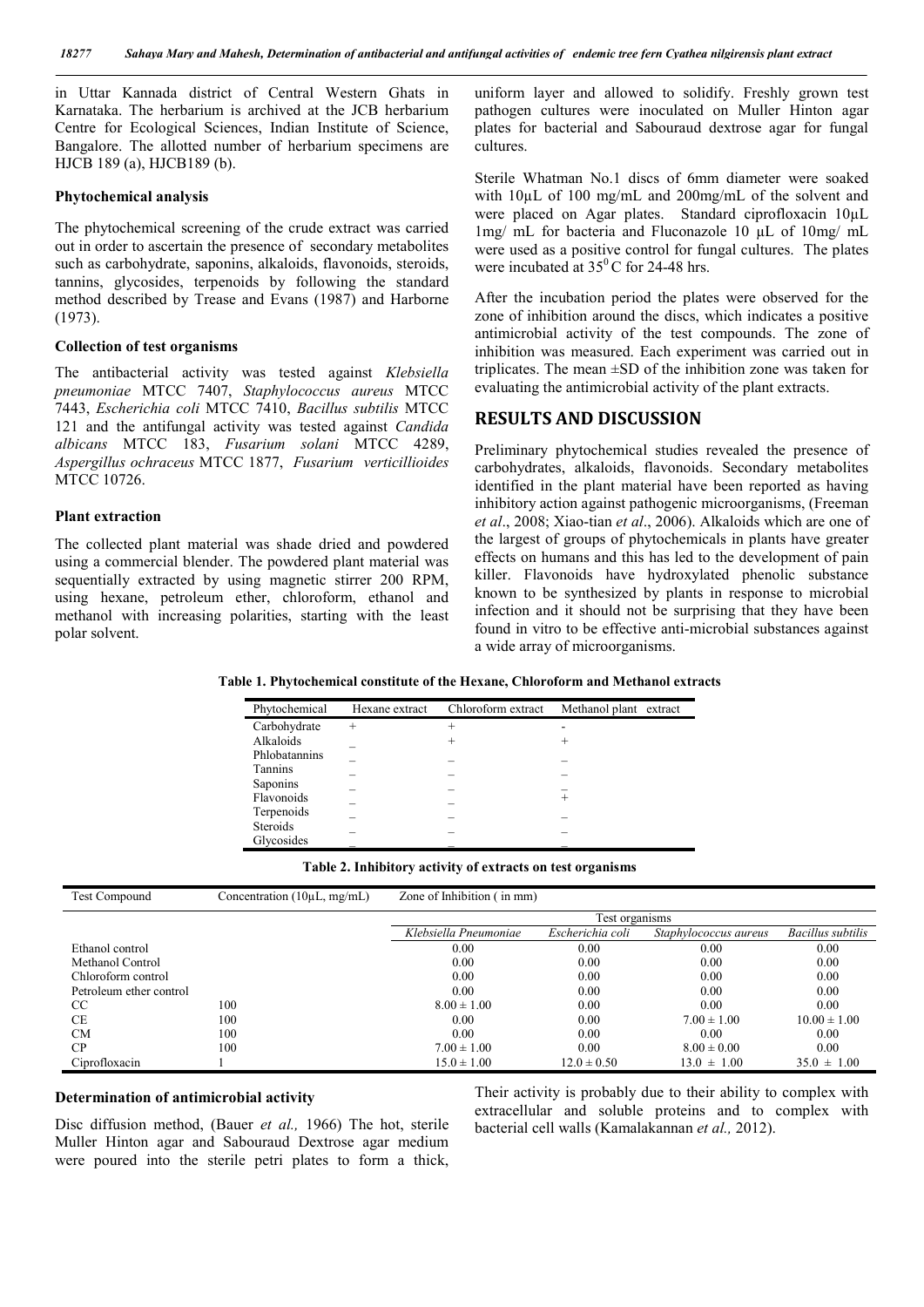in Uttar Kannada district of Central Western Ghats in Karnataka. The herbarium is archived at the JCB herbarium Centre for Ecological Sciences, Indian Institute of Science, Bangalore. The allotted number of herbarium specimens are HJCB 189 (a), HJCB189 (b).

### Phytochemical analysis

The phytochemical screening of the crude extract was carried out in order to ascertain the presence of secondary metabolites such as carbohydrate, saponins, alkaloids, flavonoids, steroids, tannins, glycosides, terpenoids by following the standard method described by Trease and Evans (1987) and Harborne (1973).

### Collection of test organisms

The antibacterial activity was tested against *Klebsiella pneumoniae* MTCC 7407, *Staphylococcus aureus* MTCC 7443, *Escherichia coli* MTCC 7410, *Bacillus subtilis* MTCC 121 and the antifungal activity was tested against *Candida albicans* MTCC 183, *Fusarium solani* MTCC 4289, *Aspergillus ochraceus* MTCC 1877, *Fusarium verticillioides* MTCC 10726.

### Plant extraction

The collected plant material was shade dried and powdered using a commercial blender. The powdered plant material was sequentially extracted by using magnetic stirrer 200 RPM, using hexane, petroleum ether, chloroform, ethanol and methanol with increasing polarities, starting with the least polar solvent.

### Determination of antimicrobial activity

Disc diffusion method, (Bauer *et al.,* 1966) The hot, sterile Muller Hinton agar and Sabouraud Dextrose agar medium were poured into the sterile petri plates to form a thick, uniform layer and allowed to solidify. Freshly grown test pathogen cultures were inoculated on Muller Hinton agar plates for bacterial and Sabouraud dextrose agar for fungal cultures.

Sterile Whatman No.1 discs of 6mm diameter were soaked with 10µL of 100 mg/mL and 200mg/mL of the solvent and were placed on Agar plates. Standard ciprofloxacin 10µL 1mg/ mL for bacteria and Fluconazole 10 µL of 10mg/ mL were used as a positive control for fungal cultures. The plates were incubated at $35^0$C for 24-48 hrs.

After the incubation period the plates were observed for the zone of inhibition around the discs, which indicates a positive antimicrobial activity of the test compounds. The zone of inhibition was measured. Each experiment was carried out in triplicates. The mean ±SD of the inhibition zone was taken for evaluating the antimicrobial activity of the plant extracts.

## RESULTS AND DISCUSSION

Preliminary phytochemical studies revealed the presence of carbohydrates, alkaloids, flavonoids. Secondary metabolites identified in the plant material have been reported as having inhibitory action against pathogenic microorganisms, (Freeman *et al*., 2008; Xiao-tian *et al*., 2006). Alkaloids which are one of the largest of groups of phytochemicals in plants have greater effects on humans and this has led to the development of pain killer. Flavonoids have hydroxylated phenolic substance known to be synthesized by plants in response to microbial infection and it should not be surprising that they have been found in vitro to be effective anti-microbial substances against a wide array of microorganisms.

**Table 1. Phytochemical constitute of the Hexane, Chloroform and Methanol extracts**

| Phytochemical | Hexane extract | Chloroform extract | Methanol plant extract |
|---|---|---|---|
| Carbohydrate | + | + | - |
| Alkaloids | _ | + | + |
| Phlobatannins | _ | _ | _ |
| Tannins | _ | _ | _ |
| Saponins | _ | _ | _ |
| Flavonoids | _ | _ | + |
| Terpenoids | _ | _ | _ |
| Steroids | _ | _ | _ |
| Glycosides | _ | _ | _ |

**Table 2. Inhibitory activity of extracts on test organisms**

| Test Compound | Concentration (10µL, mg/mL) | Zone of Inhibition ( in mm) | | | |
|---|---|---|---|---|---|
| | | Test organisms | | | |
| | | *Klebsiella Pneumoniae* | *Escherichia coli* | *Staphylococcus aureus* | *Bacillus subtilis* |
| Ethanol control | | 0.00 | 0.00 | 0.00 | 0.00 |
| Methanol Control | | 0.00 | 0.00 | 0.00 | 0.00 |
| Chloroform control | | 0.00 | 0.00 | 0.00 | 0.00 |
| Petroleum ether control | | 0.00 | 0.00 | 0.00 | 0.00 |
| CC | 100 | 8.00 ± 1.00 | 0.00 | 0.00 | 0.00 |
| CE | 100 | 0.00 | 0.00 | 7.00 ± 1.00 | 10.00 ± 1.00 |
| CM | 100 | 0.00 | 0.00 | 0.00 | 0.00 |
| CP | 100 | 7.00 ± 1.00 | 0.00 | 8.00 ± 0.00 | 0.00 |
| Ciprofloxacin | 1 | 15.0 ± 1.00 | 12.0 ± 0.50 | 13.0 ± 1.00 | 35.0 ± 1.00 |

Their activity is probably due to their ability to complex with extracellular and soluble proteins and to complex with bacterial cell walls (Kamalakannan *et al.,* 2012).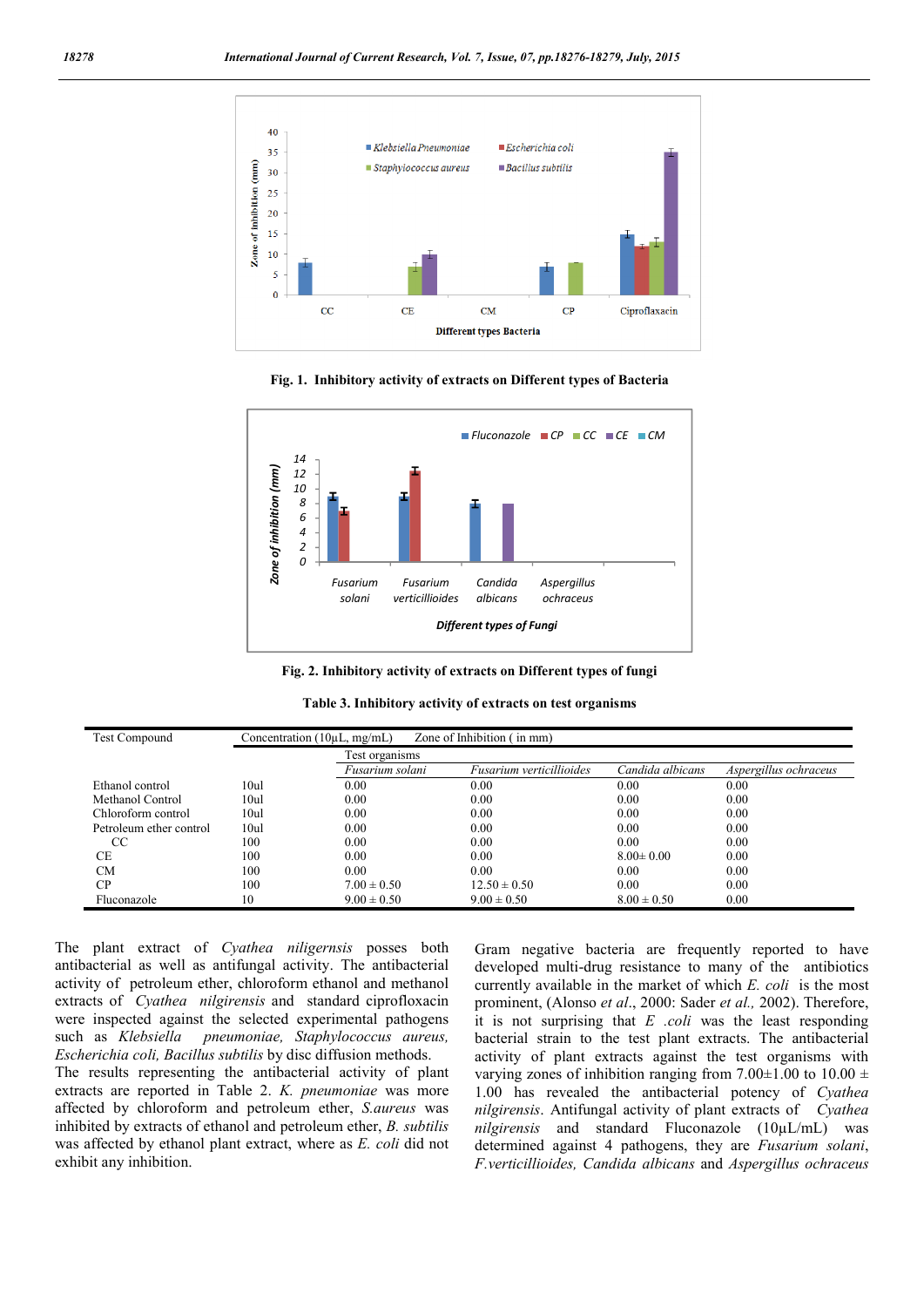Fig. 1. Inhibitory activity of extracts on Different types of Bacteria

Fig. 2. Inhibitory activity of extracts on Different types of fungi

**Table 3. Inhibitory activity of extracts on test organisms**

| Test Compound | Concentration (10µL, mg/mL) | Zone of Inhibition ( in mm) | | | |
|---|---|---|---|---|---|
| | | Test organisms | | | |
| | | *Fusarium solani* | *Fusarium verticillioides* | *Candida albicans* | *Aspergillus ochraceus* |
| Ethanol control | 10ul | 0.00 | 0.00 | 0.00 | 0.00 |
| Methanol Control | 10ul | 0.00 | 0.00 | 0.00 | 0.00 |
| Chloroform control | 10ul | 0.00 | 0.00 | 0.00 | 0.00 |
| Petroleum ether control | 10ul | 0.00 | 0.00 | 0.00 | 0.00 |
| CC | 100 | 0.00 | 0.00 | 0.00 | 0.00 |
| CE | 100 | 0.00 | 0.00 | 8.00± 0.00 | 0.00 |
| CM | 100 | 0.00 | 0.00 | 0.00 | 0.00 |
| CP | 100 | 7.00 ± 0.50 | 12.50 ± 0.50 | 0.00 | 0.00 |
| Fluconazole | 10 | 9.00 ± 0.50 | 9.00 ± 0.50 | 8.00 ± 0.50 | 0.00 |

The plant extract of *Cyathea niligernsis* posses both antibacterial as well as antifungal activity. The antibacterial activity of petroleum ether, chloroform ethanol and methanol extracts of *Cyathea nilgirensis* and standard ciprofloxacin were inspected against the selected experimental pathogens such as *Klebsiella pneumoniae, Staphylococcus aureus, Escherichia coli, Bacillus subtilis* by disc diffusion methods. The results representing the antibacterial activity of plant extracts are reported in Table 2. *K. pneumoniae* was more affected by chloroform and petroleum ether, *S.aureus* was inhibited by extracts of ethanol and petroleum ether, *B. subtilis* was affected by ethanol plant extract, where as *E. coli* did not exhibit any inhibition.

Gram negative bacteria are frequently reported to have developed multi-drug resistance to many of the antibiotics currently available in the market of which *E. coli* is the most prominent, (Alonso *et al*., 2000: Sader *et al.,* 2002). Therefore, it is not surprising that *E .coli* was the least responding bacterial strain to the test plant extracts. The antibacterial activity of plant extracts against the test organisms with varying zones of inhibition ranging from 7.00±1.00 to 10.00 ± 1.00 has revealed the antibacterial potency of *Cyathea nilgirensis*. Antifungal activity of plant extracts of *Cyathea nilgirensis* and standard Fluconazole (10µL/mL) was determined against 4 pathogens, they are *Fusarium solani, F.verticillioides, Candida albicans* and *Aspergillus ochraceus*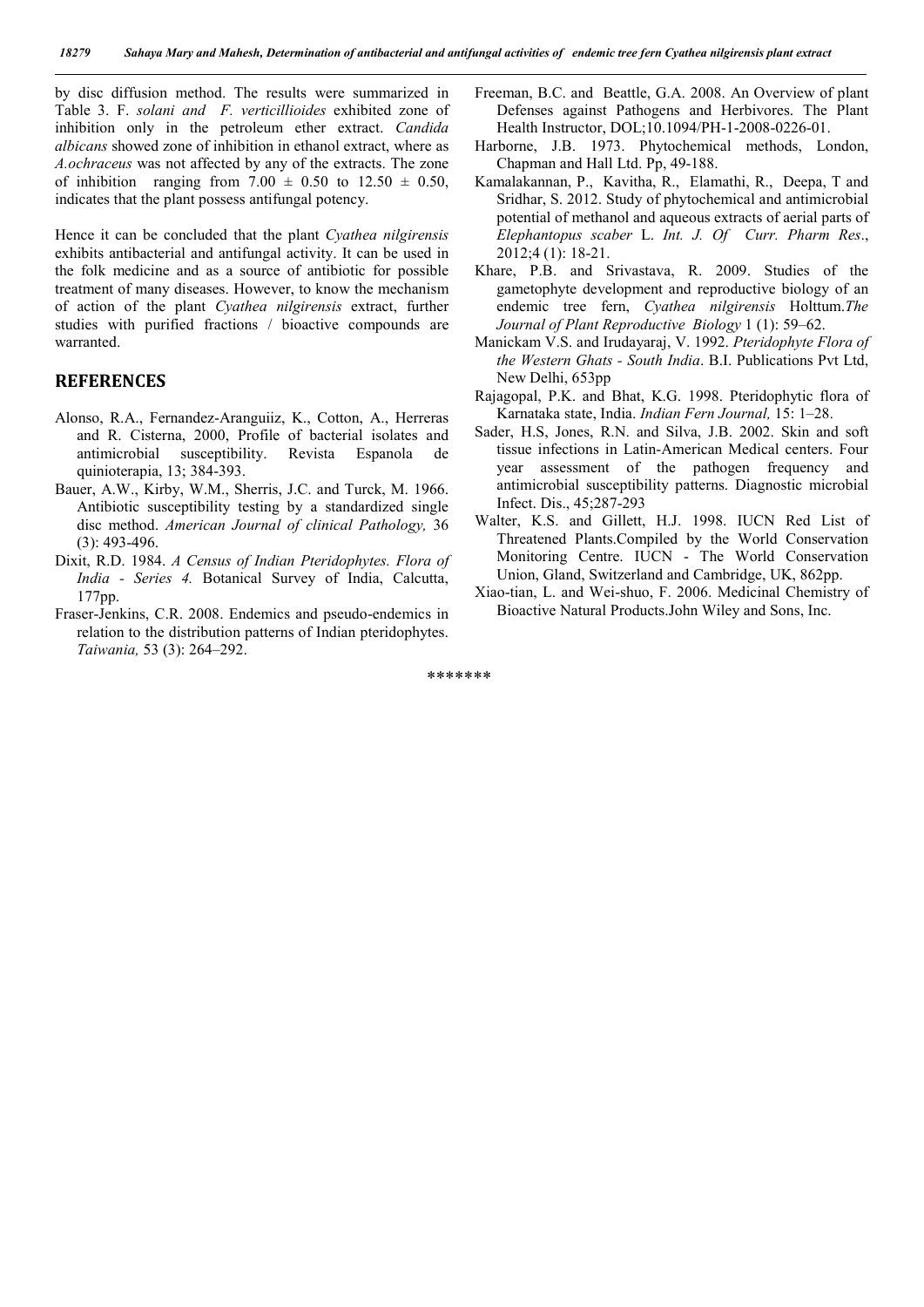by disc diffusion method. The results were summarized in Table 3. F. *solani and F. verticillioides* exhibited zone of inhibition only in the petroleum ether extract. *Candida albicans* showed zone of inhibition in ethanol extract, where as *A.ochraceus* was not affected by any of the extracts. The zone of inhibition ranging from 7.00 ± 0.50 to 12.50 ± 0.50, indicates that the plant possess antifungal potency.

Hence it can be concluded that the plant *Cyathea nilgirensis* exhibits antibacterial and antifungal activity. It can be used in the folk medicine and as a source of antibiotic for possible treatment of many diseases. However, to know the mechanism of action of the plant *Cyathea nilgirensis* extract, further studies with purified fractions / bioactive compounds are warranted.

## REFERENCES

- Alonso, R.A., Fernandez-Aranguiiz, K., Cotton, A., Herreras and R. Cisterna, 2000, Profile of bacterial isolates and antimicrobial susceptibility. Revista Espanola de quinioterapia, 13; 384-393.
- Bauer, A.W., Kirby, W.M., Sherris, J.C. and Turck, M. 1966. Antibiotic susceptibility testing by a standardized single disc method. *American Journal of clinical Pathology,* 36 (3): 493-496.
- Dixit, R.D. 1984. *A Census of Indian Pteridophytes. Flora of India - Series 4.* Botanical Survey of India, Calcutta, 177pp.
- Fraser-Jenkins, C.R. 2008. Endemics and pseudo-endemics in relation to the distribution patterns of Indian pteridophytes. *Taiwania,* 53 (3): 264–292.
- Freeman, B.C. and Beattle, G.A. 2008. An Overview of plant Defenses against Pathogens and Herbivores. The Plant Health Instructor, DOL;10.1094/PH-1-2008-0226-01.
- Harborne, J.B. 1973. Phytochemical methods, London, Chapman and Hall Ltd. Pp, 49-188.
- Kamalakannan, P., Kavitha, R., Elamathi, R., Deepa, T and Sridhar, S. 2012. Study of phytochemical and antimicrobial potential of methanol and aqueous extracts of aerial parts of *Elephantopus scaber* L. *Int. J. Of Curr. Pharm Res*., 2012;4 (1): 18-21.
- Khare, P.B. and Srivastava, R. 2009. Studies of the gametophyte development and reproductive biology of an endemic tree fern, *Cyathea nilgirensis* Holttum.*The Journal of Plant Reproductive Biology* 1 (1): 59–62.
- Manickam V.S. and Irudayaraj, V. 1992. *Pteridophyte Flora of the Western Ghats - South India*. B.I. Publications Pvt Ltd, New Delhi, 653pp
- Rajagopal, P.K. and Bhat, K.G. 1998. Pteridophytic flora of Karnataka state, India. *Indian Fern Journal,* 15: 1–28.
- Sader, H.S, Jones, R.N. and Silva, J.B. 2002. Skin and soft tissue infections in Latin-American Medical centers. Four year assessment of the pathogen frequency and antimicrobial susceptibility patterns. Diagnostic microbial Infect. Dis., 45;287-293
- Walter, K.S. and Gillett, H.J. 1998. IUCN Red List of Threatened Plants.Compiled by the World Conservation Monitoring Centre. IUCN - The World Conservation Union, Gland, Switzerland and Cambridge, UK, 862pp.
- Xiao-tian, L. and Wei-shuo, F. 2006. Medicinal Chemistry of Bioactive Natural Products.John Wiley and Sons, Inc.

\*\*\*\*\*\*\*